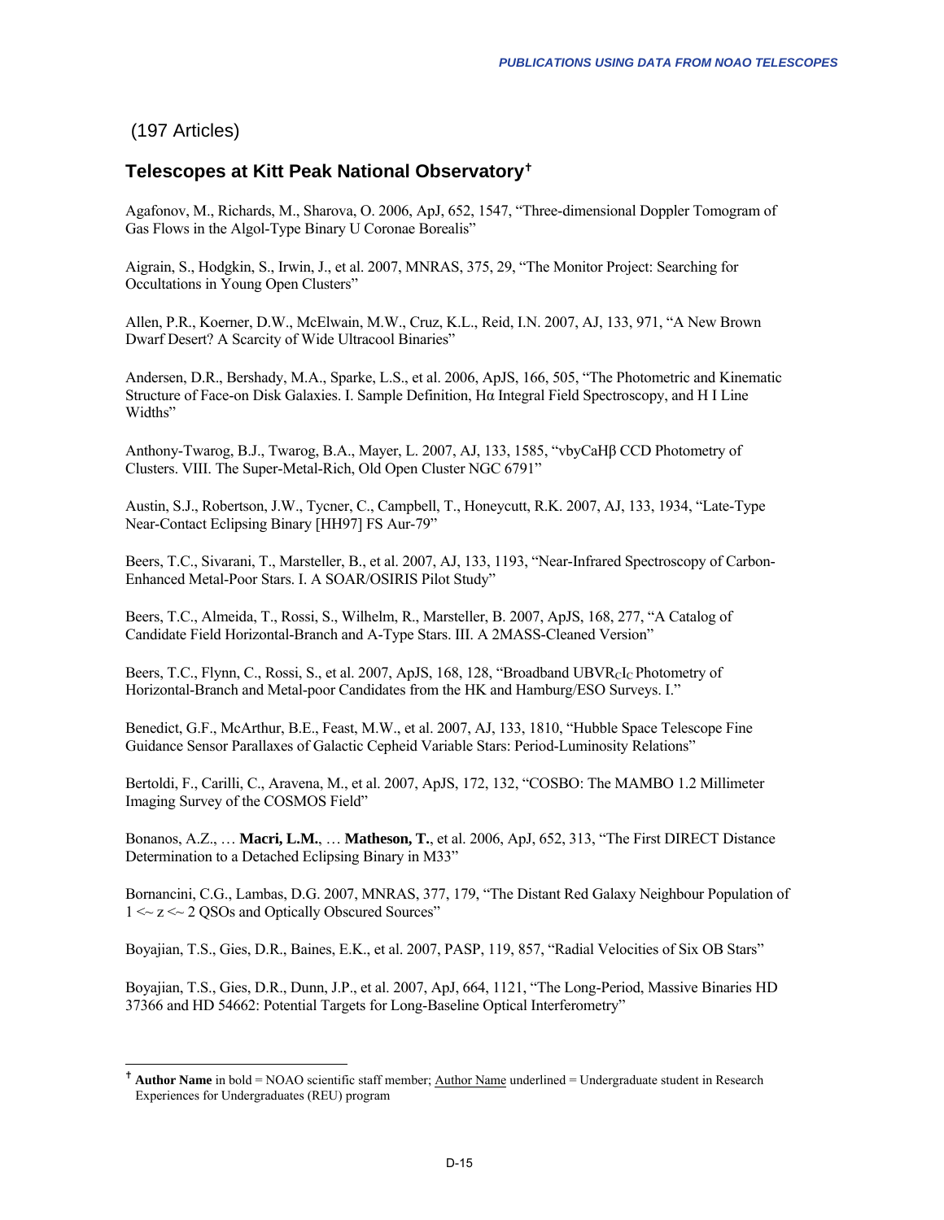(197 Articles)

## Telescopes at Kitt Peak National Observatory†

Agafonov, M., Richards, M., Sharova, O. 2006, ApJ, 652, 1547, "Three-dimensional Doppler Tomogram of Gas Flows in the Algol-Type Binary U Coronae Borealis"

Aigrain, S., Hodgkin, S., Irwin, J., et al. 2007, MNRAS, 375, 29, "The Monitor Project: Searching for Occultations in Young Open Clusters"

Allen, P.R., Koerner, D.W., McElwain, M.W., Cruz, K.L., Reid, I.N. 2007, AJ, 133, 971, "A New Brown Dwarf Desert? A Scarcity of Wide Ultracool Binaries"

Andersen, D.R., Bershady, M.A., Sparke, L.S., et al. 2006, ApJS, 166, 505, "The Photometric and Kinematic Structure of Face-on Disk Galaxies. I. Sample Definition, Hα Integral Field Spectroscopy, and H I Line Widths"

Anthony-Twarog, B.J., Twarog, B.A., Mayer, L. 2007, AJ, 133, 1585, "vbyCaHβ CCD Photometry of Clusters. VIII. The Super-Metal-Rich, Old Open Cluster NGC 6791"

Austin, S.J., Robertson, J.W., Tycner, C., Campbell, T., Honeycutt, R.K. 2007, AJ, 133, 1934, "Late-Type Near-Contact Eclipsing Binary [HH97] FS Aur-79"

Beers, T.C., Sivarani, T., Marsteller, B., et al. 2007, AJ, 133, 1193, "Near-Infrared Spectroscopy of Carbon-Enhanced Metal-Poor Stars. I. A SOAR/OSIRIS Pilot Study"

Beers, T.C., Almeida, T., Rossi, S., Wilhelm, R., Marsteller, B. 2007, ApJS, 168, 277, "A Catalog of Candidate Field Horizontal-Branch and A-Type Stars. III. A 2MASS-Cleaned Version"

Beers, T.C., Flynn, C., Rossi, S., et al. 2007, ApJS, 168, 128, "Broadband $UBVR_CI_C$ Photometry of Horizontal-Branch and Metal-poor Candidates from the HK and Hamburg/ESO Surveys. I."

Benedict, G.F., McArthur, B.E., Feast, M.W., et al. 2007, AJ, 133, 1810, "Hubble Space Telescope Fine Guidance Sensor Parallaxes of Galactic Cepheid Variable Stars: Period-Luminosity Relations"

Bertoldi, F., Carilli, C., Aravena, M., et al. 2007, ApJS, 172, 132, "COSBO: The MAMBO 1.2 Millimeter Imaging Survey of the COSMOS Field"

Bonanos, A.Z., … **Macri, L.M.**, … **Matheson, T.**, et al. 2006, ApJ, 652, 313, "The First DIRECT Distance Determination to a Detached Eclipsing Binary in M33"

Bornancini, C.G., Lambas, D.G. 2007, MNRAS, 377, 179, "The Distant Red Galaxy Neighbour Population of 1 <~ z <~ 2 QSOs and Optically Obscured Sources"

Boyajian, T.S., Gies, D.R., Baines, E.K., et al. 2007, PASP, 119, 857, "Radial Velocities of Six OB Stars"

Boyajian, T.S., Gies, D.R., Dunn, J.P., et al. 2007, ApJ, 664, 1121, "The Long-Period, Massive Binaries HD 37366 and HD 54662: Potential Targets for Long-Baseline Optical Interferometry"

---

† **Author Name** in bold = NOAO scientific staff member; <u>Author Name</u> underlined = Undergraduate student in Research Experiences for Undergraduates (REU) program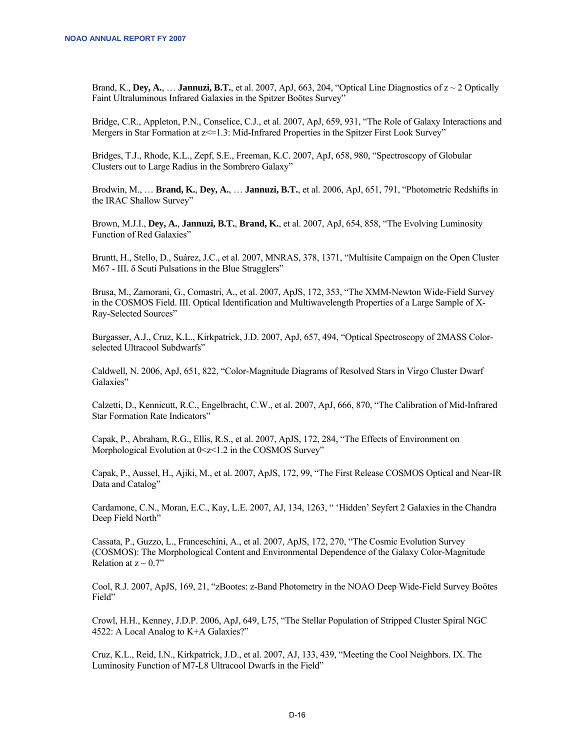Brand, K., **Dey, A.**, … **Jannuzi, B.T.**, et al. 2007, ApJ, 663, 204, "Optical Line Diagnostics of z ~ 2 Optically Faint Ultraluminous Infrared Galaxies in the Spitzer Boötes Survey"

Bridge, C.R., Appleton, P.N., Conselice, C.J., et al. 2007, ApJ, 659, 931, "The Role of Galaxy Interactions and Mergers in Star Formation at z<=1.3: Mid-Infrared Properties in the Spitzer First Look Survey"

Bridges, T.J., Rhode, K.L., Zepf, S.E., Freeman, K.C. 2007, ApJ, 658, 980, "Spectroscopy of Globular Clusters out to Large Radius in the Sombrero Galaxy"

Brodwin, M., … **Brand, K.**, **Dey, A.**, … **Jannuzi, B.T.**, et al. 2006, ApJ, 651, 791, "Photometric Redshifts in the IRAC Shallow Survey"

Brown, M.J.I., **Dey, A.**, **Jannuzi, B.T.**, **Brand, K.**, et al. 2007, ApJ, 654, 858, "The Evolving Luminosity Function of Red Galaxies"

Bruntt, H., Stello, D., Suárez, J.C., et al. 2007, MNRAS, 378, 1371, "Multisite Campaign on the Open Cluster M67 - III. δ Scuti Pulsations in the Blue Stragglers"

Brusa, M., Zamorani, G., Comastri, A., et al. 2007, ApJS, 172, 353, "The XMM-Newton Wide-Field Survey in the COSMOS Field. III. Optical Identification and Multiwavelength Properties of a Large Sample of X-Ray-Selected Sources"

Burgasser, A.J., Cruz, K.L., Kirkpatrick, J.D. 2007, ApJ, 657, 494, "Optical Spectroscopy of 2MASS Color-selected Ultracool Subdwarfs"

Caldwell, N. 2006, ApJ, 651, 822, "Color-Magnitude Diagrams of Resolved Stars in Virgo Cluster Dwarf Galaxies"

Calzetti, D., Kennicutt, R.C., Engelbracht, C.W., et al. 2007, ApJ, 666, 870, "The Calibration of Mid-Infrared Star Formation Rate Indicators"

Capak, P., Abraham, R.G., Ellis, R.S., et al. 2007, ApJS, 172, 284, "The Effects of Environment on Morphological Evolution at 0<z<1.2 in the COSMOS Survey"

Capak, P., Aussel, H., Ajiki, M., et al. 2007, ApJS, 172, 99, "The First Release COSMOS Optical and Near-IR Data and Catalog"

Cardamone, C.N., Moran, E.C., Kay, L.E. 2007, AJ, 134, 1263, " 'Hidden' Seyfert 2 Galaxies in the Chandra Deep Field North"

Cassata, P., Guzzo, L., Franceschini, A., et al. 2007, ApJS, 172, 270, "The Cosmic Evolution Survey (COSMOS): The Morphological Content and Environmental Dependence of the Galaxy Color-Magnitude Relation at z ~ 0.7"

Cool, R.J. 2007, ApJS, 169, 21, "zBootes: z-Band Photometry in the NOAO Deep Wide-Field Survey Boötes Field"

Crowl, H.H., Kenney, J.D.P. 2006, ApJ, 649, L75, "The Stellar Population of Stripped Cluster Spiral NGC 4522: A Local Analog to K+A Galaxies?"

Cruz, K.L., Reid, I.N., Kirkpatrick, J.D., et al. 2007, AJ, 133, 439, "Meeting the Cool Neighbors. IX. The Luminosity Function of M7-L8 Ultracool Dwarfs in the Field"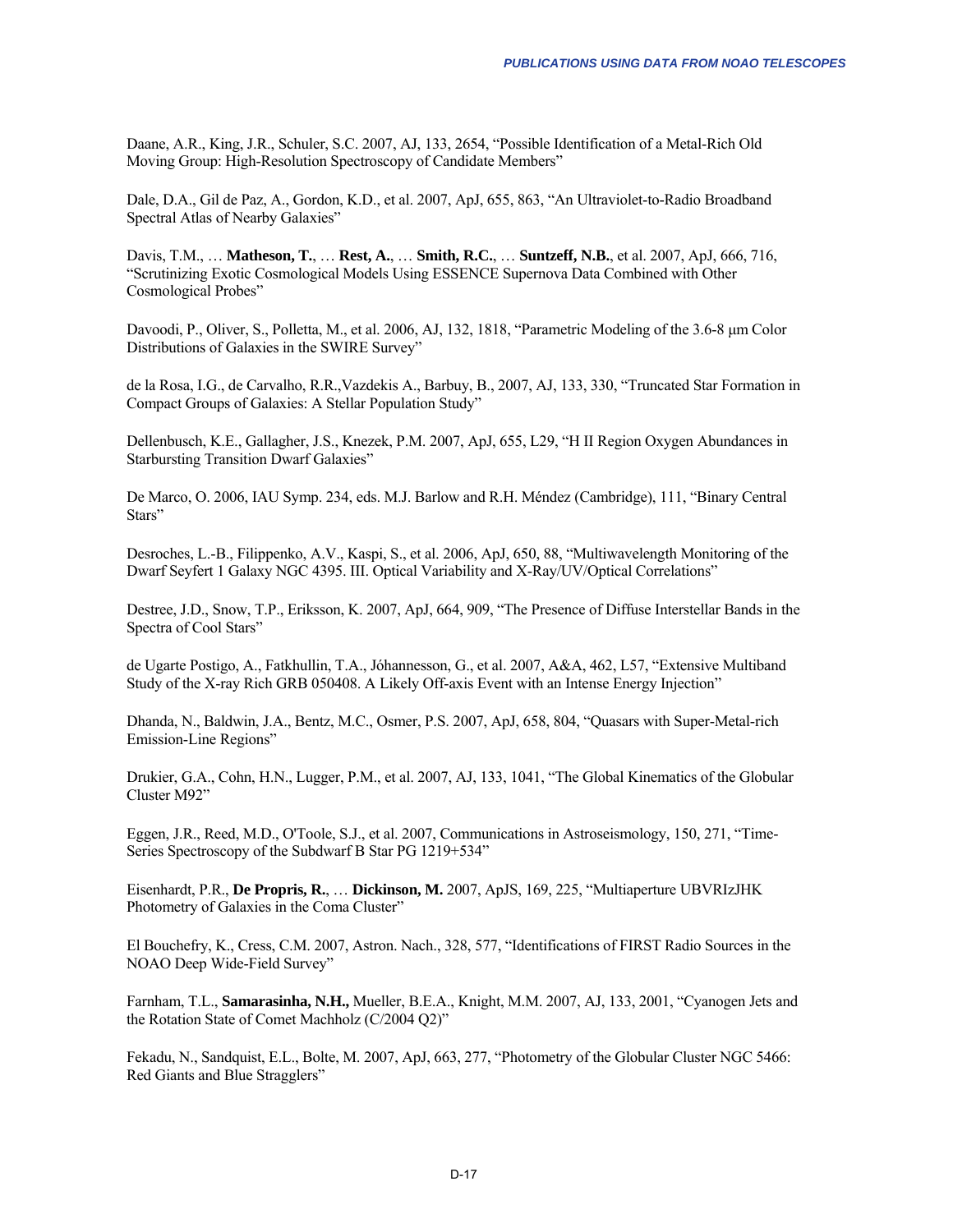Daane, A.R., King, J.R., Schuler, S.C. 2007, AJ, 133, 2654, "Possible Identification of a Metal-Rich Old Moving Group: High-Resolution Spectroscopy of Candidate Members"

Dale, D.A., Gil de Paz, A., Gordon, K.D., et al. 2007, ApJ, 655, 863, "An Ultraviolet-to-Radio Broadband Spectral Atlas of Nearby Galaxies"

Davis, T.M., … **Matheson, T.**, … **Rest, A.**, … **Smith, R.C.**, … **Suntzeff, N.B.**, et al. 2007, ApJ, 666, 716, "Scrutinizing Exotic Cosmological Models Using ESSENCE Supernova Data Combined with Other Cosmological Probes"

Davoodi, P., Oliver, S., Polletta, M., et al. 2006, AJ, 132, 1818, "Parametric Modeling of the 3.6-8 μm Color Distributions of Galaxies in the SWIRE Survey"

de la Rosa, I.G., de Carvalho, R.R.,Vazdekis A., Barbuy, B., 2007, AJ, 133, 330, "Truncated Star Formation in Compact Groups of Galaxies: A Stellar Population Study"

Dellenbusch, K.E., Gallagher, J.S., Knezek, P.M. 2007, ApJ, 655, L29, "H II Region Oxygen Abundances in Starbursting Transition Dwarf Galaxies"

De Marco, O. 2006, IAU Symp. 234, eds. M.J. Barlow and R.H. Méndez (Cambridge), 111, "Binary Central Stars"

Desroches, L.-B., Filippenko, A.V., Kaspi, S., et al. 2006, ApJ, 650, 88, "Multiwavelength Monitoring of the Dwarf Seyfert 1 Galaxy NGC 4395. III. Optical Variability and X-Ray/UV/Optical Correlations"

Destree, J.D., Snow, T.P., Eriksson, K. 2007, ApJ, 664, 909, "The Presence of Diffuse Interstellar Bands in the Spectra of Cool Stars"

de Ugarte Postigo, A., Fatkhullin, T.A., Jóhannesson, G., et al. 2007, A&A, 462, L57, "Extensive Multiband Study of the X-ray Rich GRB 050408. A Likely Off-axis Event with an Intense Energy Injection"

Dhanda, N., Baldwin, J.A., Bentz, M.C., Osmer, P.S. 2007, ApJ, 658, 804, "Quasars with Super-Metal-rich Emission-Line Regions"

Drukier, G.A., Cohn, H.N., Lugger, P.M., et al. 2007, AJ, 133, 1041, "The Global Kinematics of the Globular Cluster M92"

Eggen, J.R., Reed, M.D., O'Toole, S.J., et al. 2007, Communications in Astroseismology, 150, 271, "Time-Series Spectroscopy of the Subdwarf B Star PG 1219+534"

Eisenhardt, P.R., **De Propris, R.**, … **Dickinson, M.** 2007, ApJS, 169, 225, "Multiaperture UBVRIzJHK Photometry of Galaxies in the Coma Cluster"

El Bouchefry, K., Cress, C.M. 2007, Astron. Nach., 328, 577, "Identifications of FIRST Radio Sources in the NOAO Deep Wide-Field Survey"

Farnham, T.L., **Samarasinha, N.H.,** Mueller, B.E.A., Knight, M.M. 2007, AJ, 133, 2001, "Cyanogen Jets and the Rotation State of Comet Machholz (C/2004 Q2)"

Fekadu, N., Sandquist, E.L., Bolte, M. 2007, ApJ, 663, 277, "Photometry of the Globular Cluster NGC 5466: Red Giants and Blue Stragglers"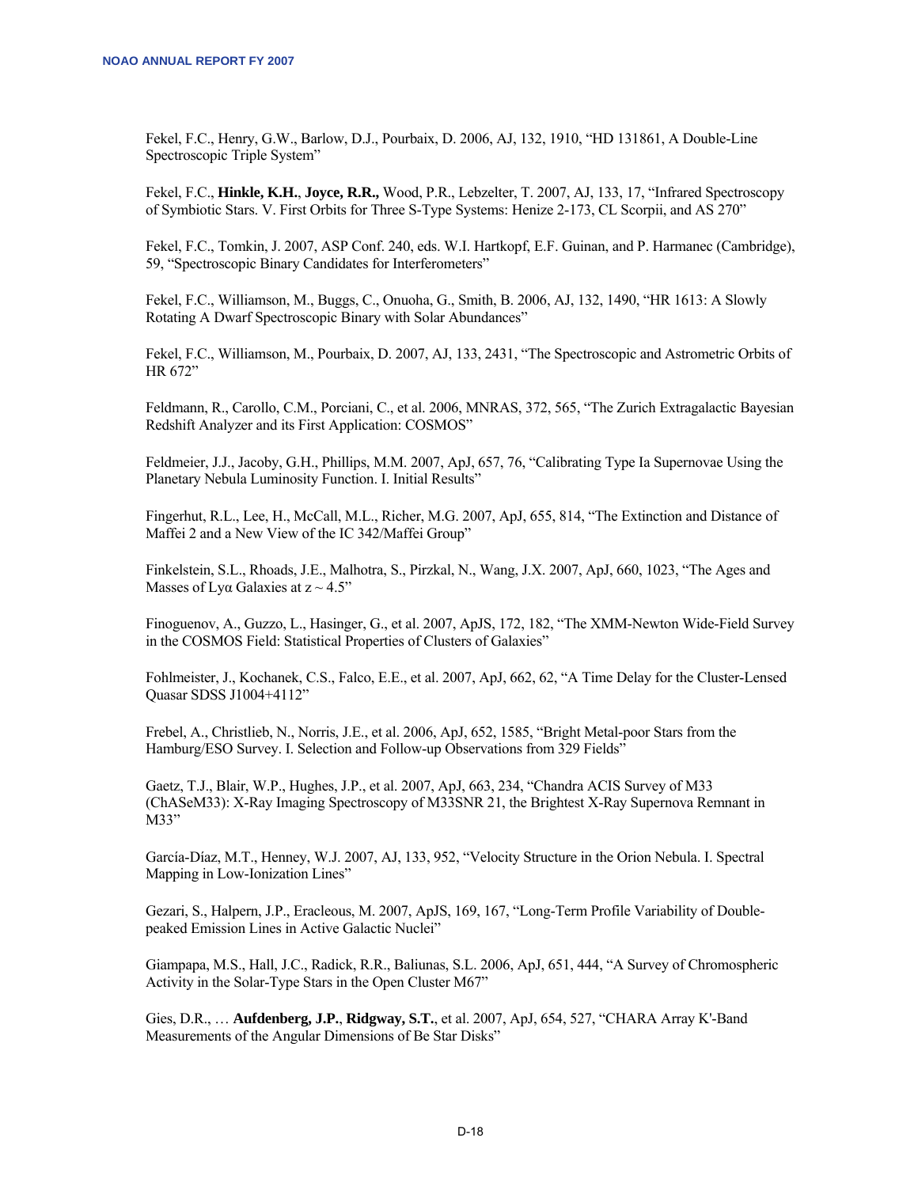Fekel, F.C., Henry, G.W., Barlow, D.J., Pourbaix, D. 2006, AJ, 132, 1910, "HD 131861, A Double-Line Spectroscopic Triple System"

Fekel, F.C., **Hinkle, K.H.**, **Joyce, R.R.,** Wood, P.R., Lebzelter, T. 2007, AJ, 133, 17, "Infrared Spectroscopy of Symbiotic Stars. V. First Orbits for Three S-Type Systems: Henize 2-173, CL Scorpii, and AS 270"

Fekel, F.C., Tomkin, J. 2007, ASP Conf. 240, eds. W.I. Hartkopf, E.F. Guinan, and P. Harmanec (Cambridge), 59, "Spectroscopic Binary Candidates for Interferometers"

Fekel, F.C., Williamson, M., Buggs, C., Onuoha, G., Smith, B. 2006, AJ, 132, 1490, "HR 1613: A Slowly Rotating A Dwarf Spectroscopic Binary with Solar Abundances"

Fekel, F.C., Williamson, M., Pourbaix, D. 2007, AJ, 133, 2431, "The Spectroscopic and Astrometric Orbits of HR 672"

Feldmann, R., Carollo, C.M., Porciani, C., et al. 2006, MNRAS, 372, 565, "The Zurich Extragalactic Bayesian Redshift Analyzer and its First Application: COSMOS"

Feldmeier, J.J., Jacoby, G.H., Phillips, M.M. 2007, ApJ, 657, 76, "Calibrating Type Ia Supernovae Using the Planetary Nebula Luminosity Function. I. Initial Results"

Fingerhut, R.L., Lee, H., McCall, M.L., Richer, M.G. 2007, ApJ, 655, 814, "The Extinction and Distance of Maffei 2 and a New View of the IC 342/Maffei Group"

Finkelstein, S.L., Rhoads, J.E., Malhotra, S., Pirzkal, N., Wang, J.X. 2007, ApJ, 660, 1023, "The Ages and Masses of Lyα Galaxies at $z \sim 4.5$"

Finoguenov, A., Guzzo, L., Hasinger, G., et al. 2007, ApJS, 172, 182, "The XMM-Newton Wide-Field Survey in the COSMOS Field: Statistical Properties of Clusters of Galaxies"

Fohlmeister, J., Kochanek, C.S., Falco, E.E., et al. 2007, ApJ, 662, 62, "A Time Delay for the Cluster-Lensed Quasar SDSS J1004+4112"

Frebel, A., Christlieb, N., Norris, J.E., et al. 2006, ApJ, 652, 1585, "Bright Metal-poor Stars from the Hamburg/ESO Survey. I. Selection and Follow-up Observations from 329 Fields"

Gaetz, T.J., Blair, W.P., Hughes, J.P., et al. 2007, ApJ, 663, 234, "Chandra ACIS Survey of M33 (ChASeM33): X-Ray Imaging Spectroscopy of M33SNR 21, the Brightest X-Ray Supernova Remnant in M33"

García-Díaz, M.T., Henney, W.J. 2007, AJ, 133, 952, "Velocity Structure in the Orion Nebula. I. Spectral Mapping in Low-Ionization Lines"

Gezari, S., Halpern, J.P., Eracleous, M. 2007, ApJS, 169, 167, "Long-Term Profile Variability of Double-peaked Emission Lines in Active Galactic Nuclei"

Giampapa, M.S., Hall, J.C., Radick, R.R., Baliunas, S.L. 2006, ApJ, 651, 444, "A Survey of Chromospheric Activity in the Solar-Type Stars in the Open Cluster M67"

Gies, D.R., … **Aufdenberg, J.P.**, **Ridgway, S.T.**, et al. 2007, ApJ, 654, 527, "CHARA Array K'-Band Measurements of the Angular Dimensions of Be Star Disks"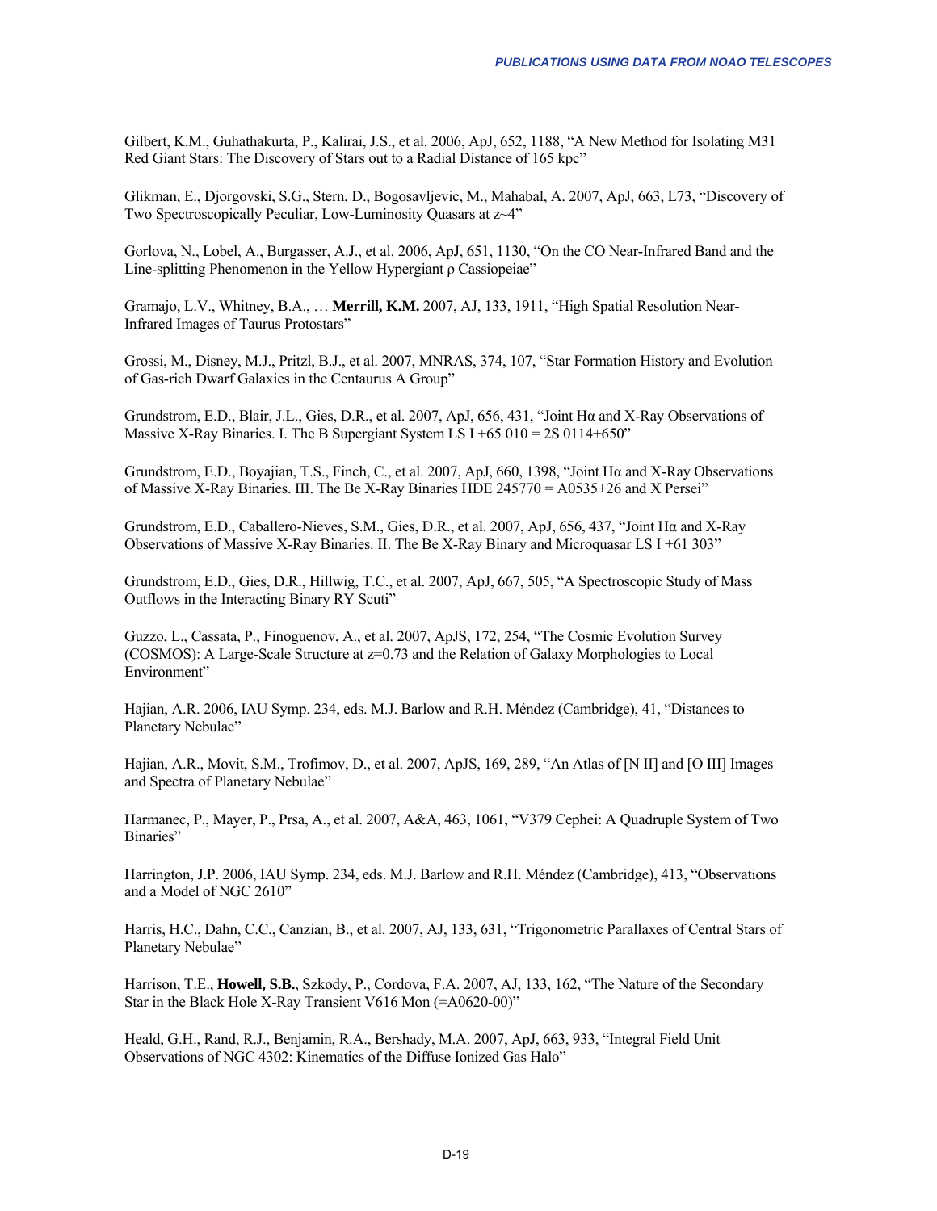Gilbert, K.M., Guhathakurta, P., Kalirai, J.S., et al. 2006, ApJ, 652, 1188, “A New Method for Isolating M31 Red Giant Stars: The Discovery of Stars out to a Radial Distance of 165 kpc”

Glikman, E., Djorgovski, S.G., Stern, D., Bogosavljevic, M., Mahabal, A. 2007, ApJ, 663, L73, “Discovery of Two Spectroscopically Peculiar, Low-Luminosity Quasars at z~4”

Gorlova, N., Lobel, A., Burgasser, A.J., et al. 2006, ApJ, 651, 1130, “On the CO Near-Infrared Band and the Line-splitting Phenomenon in the Yellow Hypergiant ρ Cassiopeiae”

Gramajo, L.V., Whitney, B.A., … **Merrill, K.M.** 2007, AJ, 133, 1911, “High Spatial Resolution Near-Infrared Images of Taurus Protostars”

Grossi, M., Disney, M.J., Pritzl, B.J., et al. 2007, MNRAS, 374, 107, “Star Formation History and Evolution of Gas-rich Dwarf Galaxies in the Centaurus A Group”

Grundstrom, E.D., Blair, J.L., Gies, D.R., et al. 2007, ApJ, 656, 431, “Joint Hα and X-Ray Observations of Massive X-Ray Binaries. I. The B Supergiant System LS I +65 010 = 2S 0114+650”

Grundstrom, E.D., Boyajian, T.S., Finch, C., et al. 2007, ApJ, 660, 1398, “Joint Hα and X-Ray Observations of Massive X-Ray Binaries. III. The Be X-Ray Binaries HDE 245770 = A0535+26 and X Persei”

Grundstrom, E.D., Caballero-Nieves, S.M., Gies, D.R., et al. 2007, ApJ, 656, 437, “Joint Hα and X-Ray Observations of Massive X-Ray Binaries. II. The Be X-Ray Binary and Microquasar LS I +61 303”

Grundstrom, E.D., Gies, D.R., Hillwig, T.C., et al. 2007, ApJ, 667, 505, “A Spectroscopic Study of Mass Outflows in the Interacting Binary RY Scuti”

Guzzo, L., Cassata, P., Finoguenov, A., et al. 2007, ApJS, 172, 254, “The Cosmic Evolution Survey (COSMOS): A Large-Scale Structure at z=0.73 and the Relation of Galaxy Morphologies to Local Environment”

Hajian, A.R. 2006, IAU Symp. 234, eds. M.J. Barlow and R.H. Méndez (Cambridge), 41, “Distances to Planetary Nebulae”

Hajian, A.R., Movit, S.M., Trofimov, D., et al. 2007, ApJS, 169, 289, “An Atlas of [N II] and [O III] Images and Spectra of Planetary Nebulae”

Harmanec, P., Mayer, P., Prsa, A., et al. 2007, A&A, 463, 1061, “V379 Cephei: A Quadruple System of Two Binaries”

Harrington, J.P. 2006, IAU Symp. 234, eds. M.J. Barlow and R.H. Méndez (Cambridge), 413, “Observations and a Model of NGC 2610”

Harris, H.C., Dahn, C.C., Canzian, B., et al. 2007, AJ, 133, 631, “Trigonometric Parallaxes of Central Stars of Planetary Nebulae”

Harrison, T.E., **Howell, S.B.**, Szkody, P., Cordova, F.A. 2007, AJ, 133, 162, “The Nature of the Secondary Star in the Black Hole X-Ray Transient V616 Mon (=A0620-00)”

Heald, G.H., Rand, R.J., Benjamin, R.A., Bershady, M.A. 2007, ApJ, 663, 933, “Integral Field Unit Observations of NGC 4302: Kinematics of the Diffuse Ionized Gas Halo”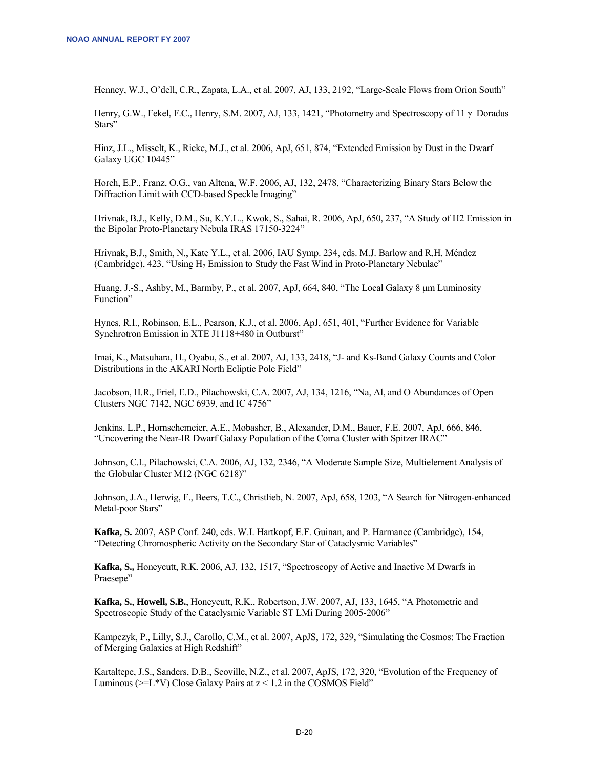Henney, W.J., O'dell, C.R., Zapata, L.A., et al. 2007, AJ, 133, 2192, "Large-Scale Flows from Orion South"

Henry, G.W., Fekel, F.C., Henry, S.M. 2007, AJ, 133, 1421, "Photometry and Spectroscopy of 11 $\gamma$ Doradus Stars"

Hinz, J.L., Misselt, K., Rieke, M.J., et al. 2006, ApJ, 651, 874, "Extended Emission by Dust in the Dwarf Galaxy UGC 10445"

Horch, E.P., Franz, O.G., van Altena, W.F. 2006, AJ, 132, 2478, "Characterizing Binary Stars Below the Diffraction Limit with CCD-based Speckle Imaging"

Hrivnak, B.J., Kelly, D.M., Su, K.Y.L., Kwok, S., Sahai, R. 2006, ApJ, 650, 237, "A Study of H2 Emission in the Bipolar Proto-Planetary Nebula IRAS 17150-3224"

Hrivnak, B.J., Smith, N., Kate Y.L., et al. 2006, IAU Symp. 234, eds. M.J. Barlow and R.H. Méndez (Cambridge), 423, "Using $H_2$ Emission to Study the Fast Wind in Proto-Planetary Nebulae"

Huang, J.-S., Ashby, M., Barmby, P., et al. 2007, ApJ, 664, 840, "The Local Galaxy 8 μm Luminosity Function"

Hynes, R.I., Robinson, E.L., Pearson, K.J., et al. 2006, ApJ, 651, 401, "Further Evidence for Variable Synchrotron Emission in XTE J1118+480 in Outburst"

Imai, K., Matsuhara, H., Oyabu, S., et al. 2007, AJ, 133, 2418, "J- and Ks-Band Galaxy Counts and Color Distributions in the AKARI North Ecliptic Pole Field"

Jacobson, H.R., Friel, E.D., Pilachowski, C.A. 2007, AJ, 134, 1216, "Na, Al, and O Abundances of Open Clusters NGC 7142, NGC 6939, and IC 4756"

Jenkins, L.P., Hornschemeier, A.E., Mobasher, B., Alexander, D.M., Bauer, F.E. 2007, ApJ, 666, 846, "Uncovering the Near-IR Dwarf Galaxy Population of the Coma Cluster with Spitzer IRAC"

Johnson, C.I., Pilachowski, C.A. 2006, AJ, 132, 2346, "A Moderate Sample Size, Multielement Analysis of the Globular Cluster M12 (NGC 6218)"

Johnson, J.A., Herwig, F., Beers, T.C., Christlieb, N. 2007, ApJ, 658, 1203, "A Search for Nitrogen-enhanced Metal-poor Stars"

**Kafka, S.** 2007, ASP Conf. 240, eds. W.I. Hartkopf, E.F. Guinan, and P. Harmanec (Cambridge), 154, "Detecting Chromospheric Activity on the Secondary Star of Cataclysmic Variables"

**Kafka, S.,** Honeycutt, R.K. 2006, AJ, 132, 1517, "Spectroscopy of Active and Inactive M Dwarfs in Praesepe"

**Kafka, S.**, **Howell, S.B.**, Honeycutt, R.K., Robertson, J.W. 2007, AJ, 133, 1645, "A Photometric and Spectroscopic Study of the Cataclysmic Variable ST LMi During 2005-2006"

Kampczyk, P., Lilly, S.J., Carollo, C.M., et al. 2007, ApJS, 172, 329, "Simulating the Cosmos: The Fraction of Merging Galaxies at High Redshift"

Kartaltepe, J.S., Sanders, D.B., Scoville, N.Z., et al. 2007, ApJS, 172, 320, "Evolution of the Frequency of Luminous (>=L*V) Close Galaxy Pairs at $z < 1.2$ in the COSMOS Field"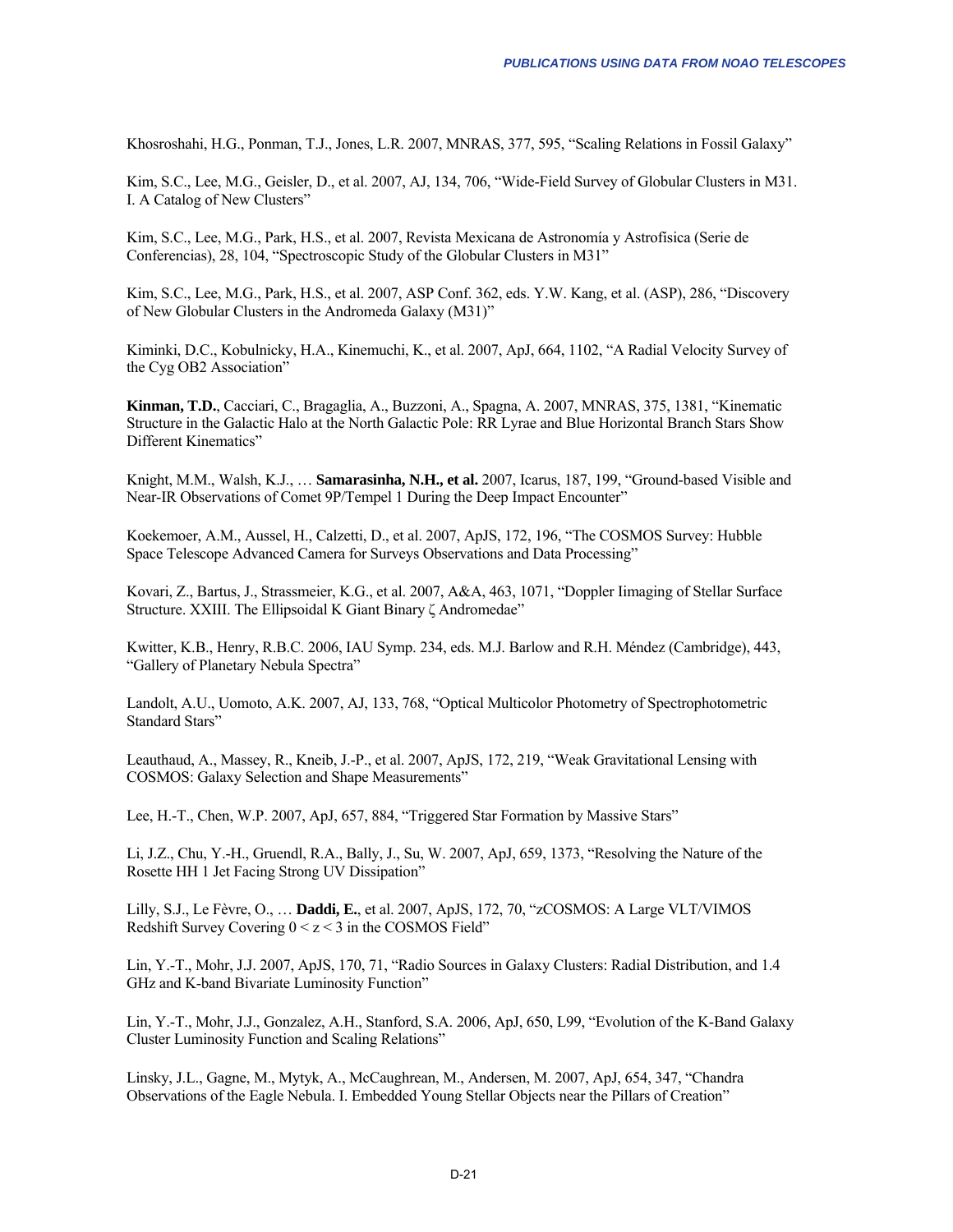Khosroshahi, H.G., Ponman, T.J., Jones, L.R. 2007, MNRAS, 377, 595, "Scaling Relations in Fossil Galaxy"

Kim, S.C., Lee, M.G., Geisler, D., et al. 2007, AJ, 134, 706, "Wide-Field Survey of Globular Clusters in M31. I. A Catalog of New Clusters"

Kim, S.C., Lee, M.G., Park, H.S., et al. 2007, Revista Mexicana de Astronomía y Astrofísica (Serie de Conferencias), 28, 104, "Spectroscopic Study of the Globular Clusters in M31"

Kim, S.C., Lee, M.G., Park, H.S., et al. 2007, ASP Conf. 362, eds. Y.W. Kang, et al. (ASP), 286, "Discovery of New Globular Clusters in the Andromeda Galaxy (M31)"

Kiminki, D.C., Kobulnicky, H.A., Kinemuchi, K., et al. 2007, ApJ, 664, 1102, "A Radial Velocity Survey of the Cyg OB2 Association"

**Kinman, T.D.**, Cacciari, C., Bragaglia, A., Buzzoni, A., Spagna, A. 2007, MNRAS, 375, 1381, "Kinematic Structure in the Galactic Halo at the North Galactic Pole: RR Lyrae and Blue Horizontal Branch Stars Show Different Kinematics"

Knight, M.M., Walsh, K.J., … **Samarasinha, N.H., et al.** 2007, Icarus, 187, 199, "Ground-based Visible and Near-IR Observations of Comet 9P/Tempel 1 During the Deep Impact Encounter"

Koekemoer, A.M., Aussel, H., Calzetti, D., et al. 2007, ApJS, 172, 196, "The COSMOS Survey: Hubble Space Telescope Advanced Camera for Surveys Observations and Data Processing"

Kovari, Z., Bartus, J., Strassmeier, K.G., et al. 2007, A&A, 463, 1071, "Doppler Iimaging of Stellar Surface Structure. XXIII. The Ellipsoidal K Giant Binary ζ Andromedae"

Kwitter, K.B., Henry, R.B.C. 2006, IAU Symp. 234, eds. M.J. Barlow and R.H. Méndez (Cambridge), 443, "Gallery of Planetary Nebula Spectra"

Landolt, A.U., Uomoto, A.K. 2007, AJ, 133, 768, "Optical Multicolor Photometry of Spectrophotometric Standard Stars"

Leauthaud, A., Massey, R., Kneib, J.-P., et al. 2007, ApJS, 172, 219, "Weak Gravitational Lensing with COSMOS: Galaxy Selection and Shape Measurements"

Lee, H.-T., Chen, W.P. 2007, ApJ, 657, 884, "Triggered Star Formation by Massive Stars"

Li, J.Z., Chu, Y.-H., Gruendl, R.A., Bally, J., Su, W. 2007, ApJ, 659, 1373, "Resolving the Nature of the Rosette HH 1 Jet Facing Strong UV Dissipation"

Lilly, S.J., Le Fèvre, O., … **Daddi, E.**, et al. 2007, ApJS, 172, 70, "zCOSMOS: A Large VLT/VIMOS Redshift Survey Covering $0 < z < 3$ in the COSMOS Field"

Lin, Y.-T., Mohr, J.J. 2007, ApJS, 170, 71, "Radio Sources in Galaxy Clusters: Radial Distribution, and 1.4 GHz and K-band Bivariate Luminosity Function"

Lin, Y.-T., Mohr, J.J., Gonzalez, A.H., Stanford, S.A. 2006, ApJ, 650, L99, "Evolution of the K-Band Galaxy Cluster Luminosity Function and Scaling Relations"

Linsky, J.L., Gagne, M., Mytyk, A., McCaughrean, M., Andersen, M. 2007, ApJ, 654, 347, "Chandra Observations of the Eagle Nebula. I. Embedded Young Stellar Objects near the Pillars of Creation"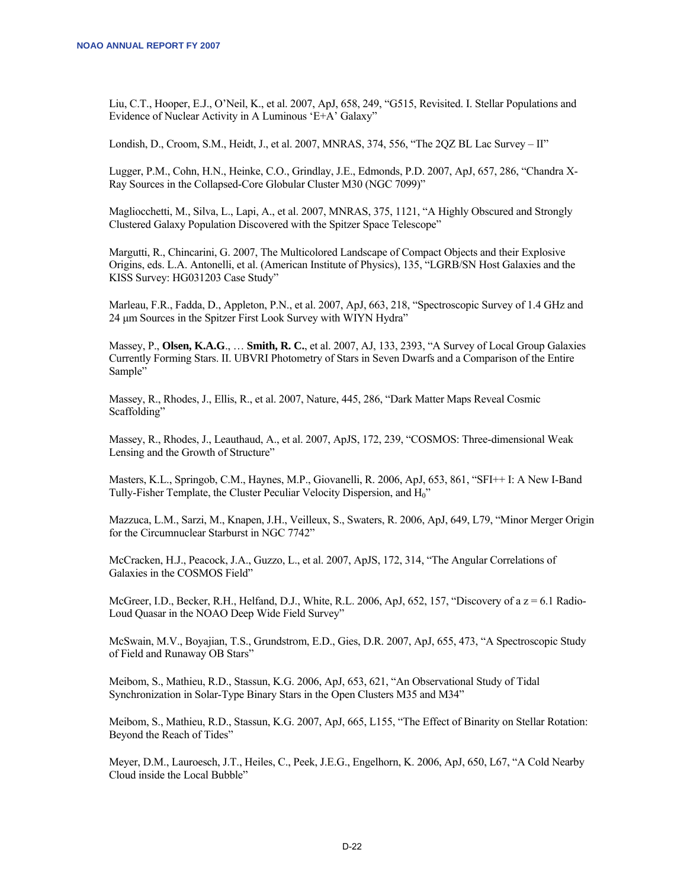Liu, C.T., Hooper, E.J., O'Neil, K., et al. 2007, ApJ, 658, 249, "G515, Revisited. I. Stellar Populations and Evidence of Nuclear Activity in A Luminous 'E+A' Galaxy"

Londish, D., Croom, S.M., Heidt, J., et al. 2007, MNRAS, 374, 556, "The 2QZ BL Lac Survey – II"

Lugger, P.M., Cohn, H.N., Heinke, C.O., Grindlay, J.E., Edmonds, P.D. 2007, ApJ, 657, 286, "Chandra X-Ray Sources in the Collapsed-Core Globular Cluster M30 (NGC 7099)"

Magliocchetti, M., Silva, L., Lapi, A., et al. 2007, MNRAS, 375, 1121, "A Highly Obscured and Strongly Clustered Galaxy Population Discovered with the Spitzer Space Telescope"

Margutti, R., Chincarini, G. 2007, The Multicolored Landscape of Compact Objects and their Explosive Origins, eds. L.A. Antonelli, et al. (American Institute of Physics), 135, "LGRB/SN Host Galaxies and the KISS Survey: HG031203 Case Study"

Marleau, F.R., Fadda, D., Appleton, P.N., et al. 2007, ApJ, 663, 218, "Spectroscopic Survey of 1.4 GHz and 24 μm Sources in the Spitzer First Look Survey with WIYN Hydra"

Massey, P., **Olsen, K.A.G**., … **Smith, R. C.**, et al. 2007, AJ, 133, 2393, "A Survey of Local Group Galaxies Currently Forming Stars. II. UBVRI Photometry of Stars in Seven Dwarfs and a Comparison of the Entire Sample"

Massey, R., Rhodes, J., Ellis, R., et al. 2007, Nature, 445, 286, "Dark Matter Maps Reveal Cosmic Scaffolding"

Massey, R., Rhodes, J., Leauthaud, A., et al. 2007, ApJS, 172, 239, "COSMOS: Three-dimensional Weak Lensing and the Growth of Structure"

Masters, K.L., Springob, C.M., Haynes, M.P., Giovanelli, R. 2006, ApJ, 653, 861, "SFI++ I: A New I-Band Tully-Fisher Template, the Cluster Peculiar Velocity Dispersion, and $H_0$"

Mazzuca, L.M., Sarzi, M., Knapen, J.H., Veilleux, S., Swaters, R. 2006, ApJ, 649, L79, "Minor Merger Origin for the Circumnuclear Starburst in NGC 7742"

McCracken, H.J., Peacock, J.A., Guzzo, L., et al. 2007, ApJS, 172, 314, "The Angular Correlations of Galaxies in the COSMOS Field"

McGreer, I.D., Becker, R.H., Helfand, D.J., White, R.L. 2006, ApJ, 652, 157, "Discovery of a $z = 6.1$ Radio-Loud Quasar in the NOAO Deep Wide Field Survey"

McSwain, M.V., Boyajian, T.S., Grundstrom, E.D., Gies, D.R. 2007, ApJ, 655, 473, "A Spectroscopic Study of Field and Runaway OB Stars"

Meibom, S., Mathieu, R.D., Stassun, K.G. 2006, ApJ, 653, 621, "An Observational Study of Tidal Synchronization in Solar-Type Binary Stars in the Open Clusters M35 and M34"

Meibom, S., Mathieu, R.D., Stassun, K.G. 2007, ApJ, 665, L155, "The Effect of Binarity on Stellar Rotation: Beyond the Reach of Tides"

Meyer, D.M., Lauroesch, J.T., Heiles, C., Peek, J.E.G., Engelhorn, K. 2006, ApJ, 650, L67, "A Cold Nearby Cloud inside the Local Bubble"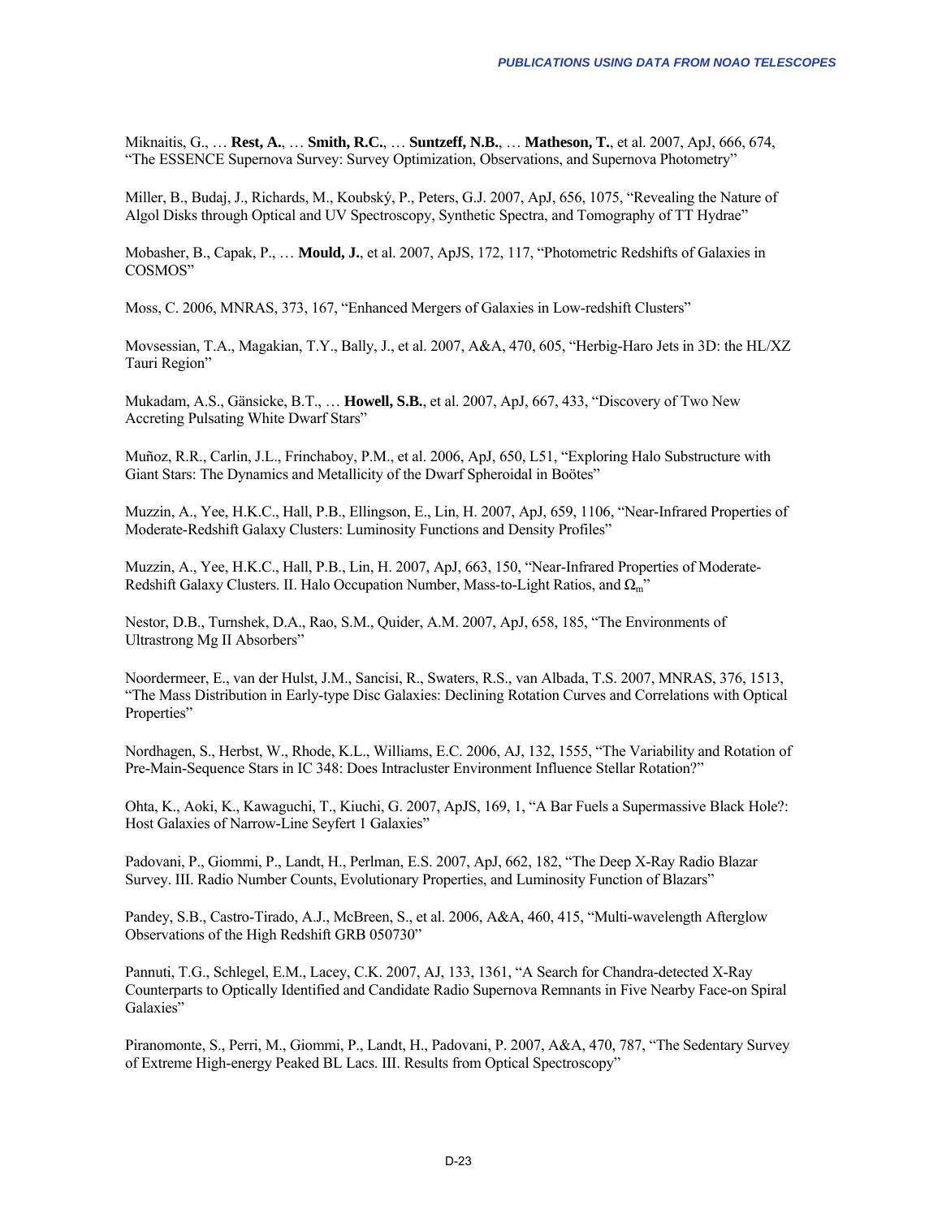Miknaitis, G., … **Rest, A.**, … **Smith, R.C.**, … **Suntzeff, N.B.**, … **Matheson, T.**, et al. 2007, ApJ, 666, 674, "The ESSENCE Supernova Survey: Survey Optimization, Observations, and Supernova Photometry"

Miller, B., Budaj, J., Richards, M., Koubský, P., Peters, G.J. 2007, ApJ, 656, 1075, "Revealing the Nature of Algol Disks through Optical and UV Spectroscopy, Synthetic Spectra, and Tomography of TT Hydrae"

Mobasher, B., Capak, P., … **Mould, J.**, et al. 2007, ApJS, 172, 117, "Photometric Redshifts of Galaxies in COSMOS"

Moss, C. 2006, MNRAS, 373, 167, "Enhanced Mergers of Galaxies in Low-redshift Clusters"

Movsessian, T.A., Magakian, T.Y., Bally, J., et al. 2007, A&A, 470, 605, "Herbig-Haro Jets in 3D: the HL/XZ Tauri Region"

Mukadam, A.S., Gänsicke, B.T., … **Howell, S.B.**, et al. 2007, ApJ, 667, 433, "Discovery of Two New Accreting Pulsating White Dwarf Stars"

Muñoz, R.R., Carlin, J.L., Frinchaboy, P.M., et al. 2006, ApJ, 650, L51, "Exploring Halo Substructure with Giant Stars: The Dynamics and Metallicity of the Dwarf Spheroidal in Boötes"

Muzzin, A., Yee, H.K.C., Hall, P.B., Ellingson, E., Lin, H. 2007, ApJ, 659, 1106, "Near-Infrared Properties of Moderate-Redshift Galaxy Clusters: Luminosity Functions and Density Profiles"

Muzzin, A., Yee, H.K.C., Hall, P.B., Lin, H. 2007, ApJ, 663, 150, "Near-Infrared Properties of Moderate-Redshift Galaxy Clusters. II. Halo Occupation Number, Mass-to-Light Ratios, and $\Omega_m$"

Nestor, D.B., Turnshek, D.A., Rao, S.M., Quider, A.M. 2007, ApJ, 658, 185, "The Environments of Ultrastrong Mg II Absorbers"

Noordermeer, E., van der Hulst, J.M., Sancisi, R., Swaters, R.S., van Albada, T.S. 2007, MNRAS, 376, 1513, "The Mass Distribution in Early-type Disc Galaxies: Declining Rotation Curves and Correlations with Optical Properties"

Nordhagen, S., Herbst, W., Rhode, K.L., Williams, E.C. 2006, AJ, 132, 1555, "The Variability and Rotation of Pre-Main-Sequence Stars in IC 348: Does Intracluster Environment Influence Stellar Rotation?"

Ohta, K., Aoki, K., Kawaguchi, T., Kiuchi, G. 2007, ApJS, 169, 1, "A Bar Fuels a Supermassive Black Hole?: Host Galaxies of Narrow-Line Seyfert 1 Galaxies"

Padovani, P., Giommi, P., Landt, H., Perlman, E.S. 2007, ApJ, 662, 182, "The Deep X-Ray Radio Blazar Survey. III. Radio Number Counts, Evolutionary Properties, and Luminosity Function of Blazars"

Pandey, S.B., Castro-Tirado, A.J., McBreen, S., et al. 2006, A&A, 460, 415, "Multi-wavelength Afterglow Observations of the High Redshift GRB 050730"

Pannuti, T.G., Schlegel, E.M., Lacey, C.K. 2007, AJ, 133, 1361, "A Search for Chandra-detected X-Ray Counterparts to Optically Identified and Candidate Radio Supernova Remnants in Five Nearby Face-on Spiral Galaxies"

Piranomonte, S., Perri, M., Giommi, P., Landt, H., Padovani, P. 2007, A&A, 470, 787, "The Sedentary Survey of Extreme High-energy Peaked BL Lacs. III. Results from Optical Spectroscopy"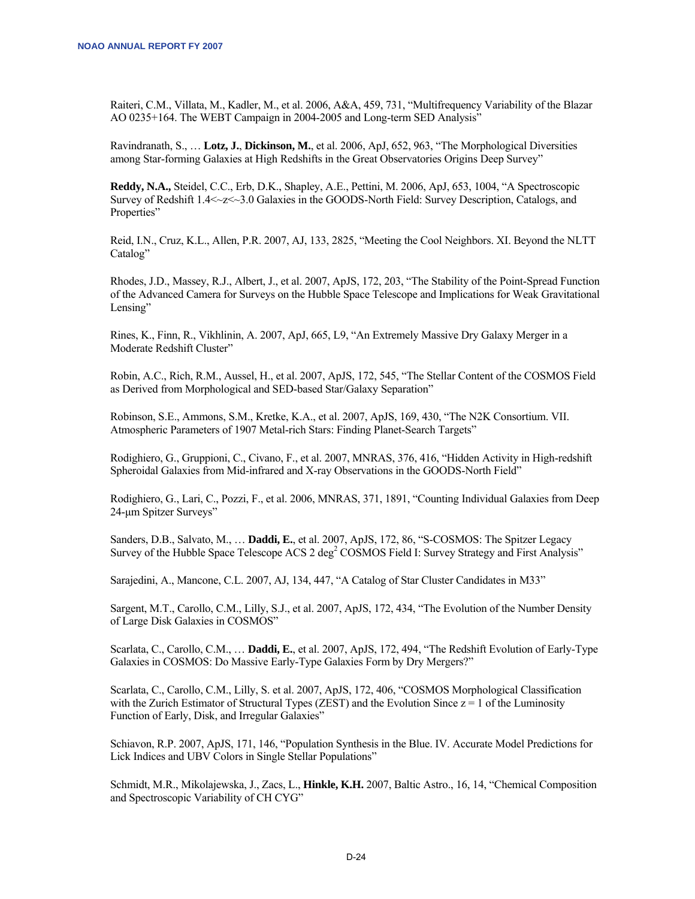Raiteri, C.M., Villata, M., Kadler, M., et al. 2006, A&A, 459, 731, "Multifrequency Variability of the Blazar AO 0235+164. The WEBT Campaign in 2004-2005 and Long-term SED Analysis"

Ravindranath, S., … **Lotz, J.**, **Dickinson, M.**, et al. 2006, ApJ, 652, 963, "The Morphological Diversities among Star-forming Galaxies at High Redshifts in the Great Observatories Origins Deep Survey"

**Reddy, N.A.,** Steidel, C.C., Erb, D.K., Shapley, A.E., Pettini, M. 2006, ApJ, 653, 1004, "A Spectroscopic Survey of Redshift 1.4<~z<~3.0 Galaxies in the GOODS-North Field: Survey Description, Catalogs, and Properties"

Reid, I.N., Cruz, K.L., Allen, P.R. 2007, AJ, 133, 2825, "Meeting the Cool Neighbors. XI. Beyond the NLTT Catalog"

Rhodes, J.D., Massey, R.J., Albert, J., et al. 2007, ApJS, 172, 203, "The Stability of the Point-Spread Function of the Advanced Camera for Surveys on the Hubble Space Telescope and Implications for Weak Gravitational Lensing"

Rines, K., Finn, R., Vikhlinin, A. 2007, ApJ, 665, L9, "An Extremely Massive Dry Galaxy Merger in a Moderate Redshift Cluster"

Robin, A.C., Rich, R.M., Aussel, H., et al. 2007, ApJS, 172, 545, "The Stellar Content of the COSMOS Field as Derived from Morphological and SED-based Star/Galaxy Separation"

Robinson, S.E., Ammons, S.M., Kretke, K.A., et al. 2007, ApJS, 169, 430, "The N2K Consortium. VII. Atmospheric Parameters of 1907 Metal-rich Stars: Finding Planet-Search Targets"

Rodighiero, G., Gruppioni, C., Civano, F., et al. 2007, MNRAS, 376, 416, "Hidden Activity in High-redshift Spheroidal Galaxies from Mid-infrared and X-ray Observations in the GOODS-North Field"

Rodighiero, G., Lari, C., Pozzi, F., et al. 2006, MNRAS, 371, 1891, "Counting Individual Galaxies from Deep 24-μm Spitzer Surveys"

Sanders, D.B., Salvato, M., … **Daddi, E.**, et al. 2007, ApJS, 172, 86, "S-COSMOS: The Spitzer Legacy Survey of the Hubble Space Telescope ACS 2 deg$^2$ COSMOS Field I: Survey Strategy and First Analysis"

Sarajedini, A., Mancone, C.L. 2007, AJ, 134, 447, "A Catalog of Star Cluster Candidates in M33"

Sargent, M.T., Carollo, C.M., Lilly, S.J., et al. 2007, ApJS, 172, 434, "The Evolution of the Number Density of Large Disk Galaxies in COSMOS"

Scarlata, C., Carollo, C.M., … **Daddi, E.**, et al. 2007, ApJS, 172, 494, "The Redshift Evolution of Early-Type Galaxies in COSMOS: Do Massive Early-Type Galaxies Form by Dry Mergers?"

Scarlata, C., Carollo, C.M., Lilly, S. et al. 2007, ApJS, 172, 406, "COSMOS Morphological Classification with the Zurich Estimator of Structural Types (ZEST) and the Evolution Since z = 1 of the Luminosity Function of Early, Disk, and Irregular Galaxies"

Schiavon, R.P. 2007, ApJS, 171, 146, "Population Synthesis in the Blue. IV. Accurate Model Predictions for Lick Indices and UBV Colors in Single Stellar Populations"

Schmidt, M.R., Mikolajewska, J., Zacs, L., **Hinkle, K.H.** 2007, Baltic Astro., 16, 14, "Chemical Composition and Spectroscopic Variability of CH CYG"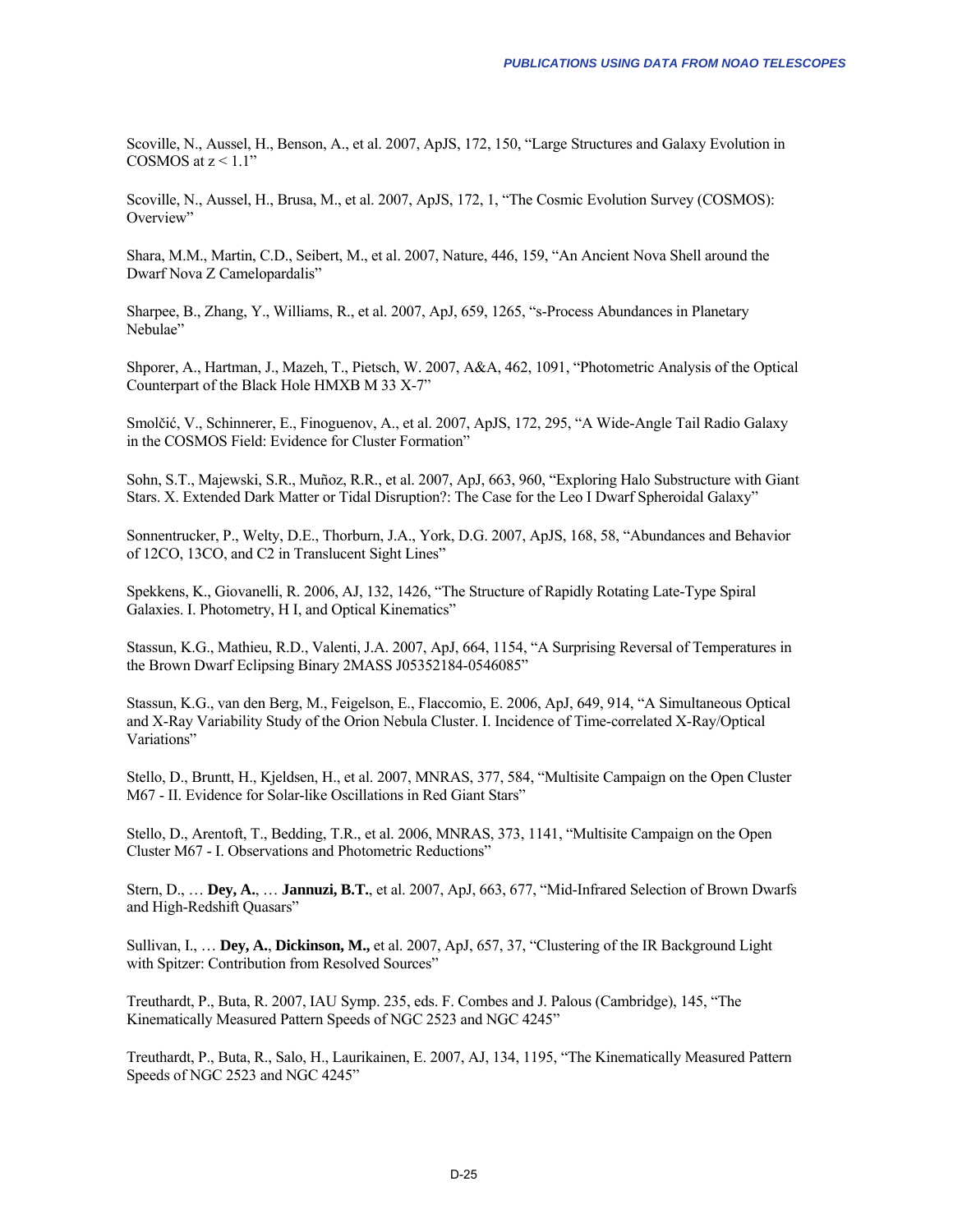Scoville, N., Aussel, H., Benson, A., et al. 2007, ApJS, 172, 150, “Large Structures and Galaxy Evolution in COSMOS at $z < 1.1$”

Scoville, N., Aussel, H., Brusa, M., et al. 2007, ApJS, 172, 1, “The Cosmic Evolution Survey (COSMOS): Overview”

Shara, M.M., Martin, C.D., Seibert, M., et al. 2007, Nature, 446, 159, “An Ancient Nova Shell around the Dwarf Nova Z Camelopardalis”

Sharpee, B., Zhang, Y., Williams, R., et al. 2007, ApJ, 659, 1265, “s-Process Abundances in Planetary Nebulae”

Shporer, A., Hartman, J., Mazeh, T., Pietsch, W. 2007, A&A, 462, 1091, “Photometric Analysis of the Optical Counterpart of the Black Hole HMXB M 33 X-7”

Smolčić, V., Schinnerer, E., Finoguenov, A., et al. 2007, ApJS, 172, 295, “A Wide-Angle Tail Radio Galaxy in the COSMOS Field: Evidence for Cluster Formation”

Sohn, S.T., Majewski, S.R., Muñoz, R.R., et al. 2007, ApJ, 663, 960, “Exploring Halo Substructure with Giant Stars. X. Extended Dark Matter or Tidal Disruption?: The Case for the Leo I Dwarf Spheroidal Galaxy”

Sonnentrucker, P., Welty, D.E., Thorburn, J.A., York, D.G. 2007, ApJS, 168, 58, “Abundances and Behavior of 12CO, 13CO, and C2 in Translucent Sight Lines”

Spekkens, K., Giovanelli, R. 2006, AJ, 132, 1426, “The Structure of Rapidly Rotating Late-Type Spiral Galaxies. I. Photometry, H I, and Optical Kinematics”

Stassun, K.G., Mathieu, R.D., Valenti, J.A. 2007, ApJ, 664, 1154, “A Surprising Reversal of Temperatures in the Brown Dwarf Eclipsing Binary 2MASS J05352184-0546085”

Stassun, K.G., van den Berg, M., Feigelson, E., Flaccomio, E. 2006, ApJ, 649, 914, “A Simultaneous Optical and X-Ray Variability Study of the Orion Nebula Cluster. I. Incidence of Time-correlated X-Ray/Optical Variations”

Stello, D., Bruntt, H., Kjeldsen, H., et al. 2007, MNRAS, 377, 584, “Multisite Campaign on the Open Cluster M67 - II. Evidence for Solar-like Oscillations in Red Giant Stars”

Stello, D., Arentoft, T., Bedding, T.R., et al. 2006, MNRAS, 373, 1141, “Multisite Campaign on the Open Cluster M67 - I. Observations and Photometric Reductions”

Stern, D., … **Dey, A.**, … **Jannuzi, B.T.**, et al. 2007, ApJ, 663, 677, “Mid-Infrared Selection of Brown Dwarfs and High-Redshift Quasars”

Sullivan, I., … **Dey, A.**, **Dickinson, M.,** et al. 2007, ApJ, 657, 37, “Clustering of the IR Background Light with Spitzer: Contribution from Resolved Sources”

Treuthardt, P., Buta, R. 2007, IAU Symp. 235, eds. F. Combes and J. Palous (Cambridge), 145, “The Kinematically Measured Pattern Speeds of NGC 2523 and NGC 4245”

Treuthardt, P., Buta, R., Salo, H., Laurikainen, E. 2007, AJ, 134, 1195, “The Kinematically Measured Pattern Speeds of NGC 2523 and NGC 4245”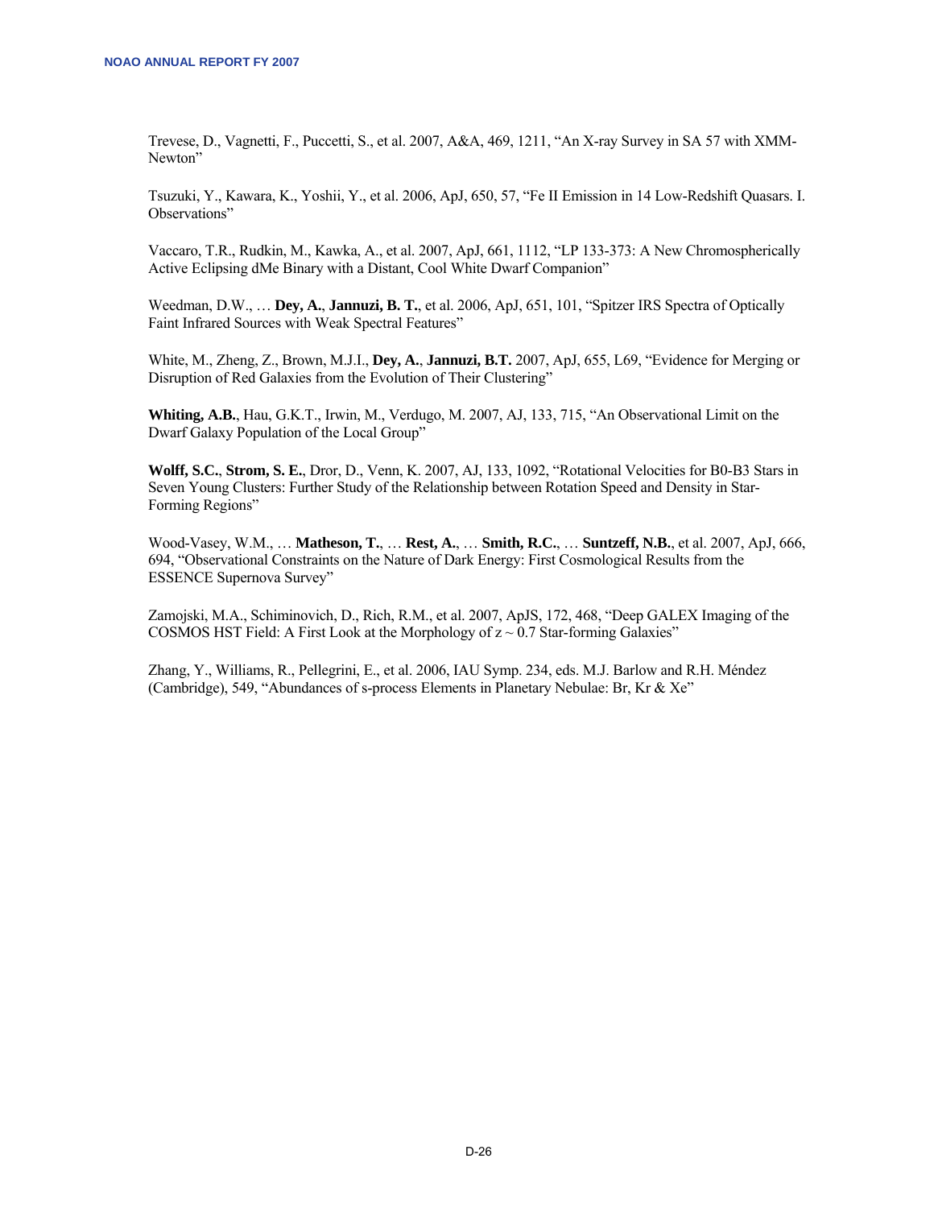Trevese, D., Vagnetti, F., Puccetti, S., et al. 2007, A&A, 469, 1211, "An X-ray Survey in SA 57 with XMM-Newton"

Tsuzuki, Y., Kawara, K., Yoshii, Y., et al. 2006, ApJ, 650, 57, "Fe II Emission in 14 Low-Redshift Quasars. I. Observations"

Vaccaro, T.R., Rudkin, M., Kawka, A., et al. 2007, ApJ, 661, 1112, "LP 133-373: A New Chromospherically Active Eclipsing dMe Binary with a Distant, Cool White Dwarf Companion"

Weedman, D.W., … **Dey, A.**, **Jannuzi, B. T.**, et al. 2006, ApJ, 651, 101, "Spitzer IRS Spectra of Optically Faint Infrared Sources with Weak Spectral Features"

White, M., Zheng, Z., Brown, M.J.I., **Dey, A.**, **Jannuzi, B.T.** 2007, ApJ, 655, L69, "Evidence for Merging or Disruption of Red Galaxies from the Evolution of Their Clustering"

**Whiting, A.B.**, Hau, G.K.T., Irwin, M., Verdugo, M. 2007, AJ, 133, 715, "An Observational Limit on the Dwarf Galaxy Population of the Local Group"

**Wolff, S.C.**, **Strom, S. E.**, Dror, D., Venn, K. 2007, AJ, 133, 1092, "Rotational Velocities for B0-B3 Stars in Seven Young Clusters: Further Study of the Relationship between Rotation Speed and Density in Star-Forming Regions"

Wood-Vasey, W.M., … **Matheson, T.**, … **Rest, A.**, … **Smith, R.C.**, … **Suntzeff, N.B.**, et al. 2007, ApJ, 666, 694, "Observational Constraints on the Nature of Dark Energy: First Cosmological Results from the ESSENCE Supernova Survey"

Zamojski, M.A., Schiminovich, D., Rich, R.M., et al. 2007, ApJS, 172, 468, "Deep GALEX Imaging of the COSMOS HST Field: A First Look at the Morphology of $z \sim 0.7$ Star-forming Galaxies"

Zhang, Y., Williams, R., Pellegrini, E., et al. 2006, IAU Symp. 234, eds. M.J. Barlow and R.H. Méndez (Cambridge), 549, "Abundances of s-process Elements in Planetary Nebulae: Br, Kr & Xe"